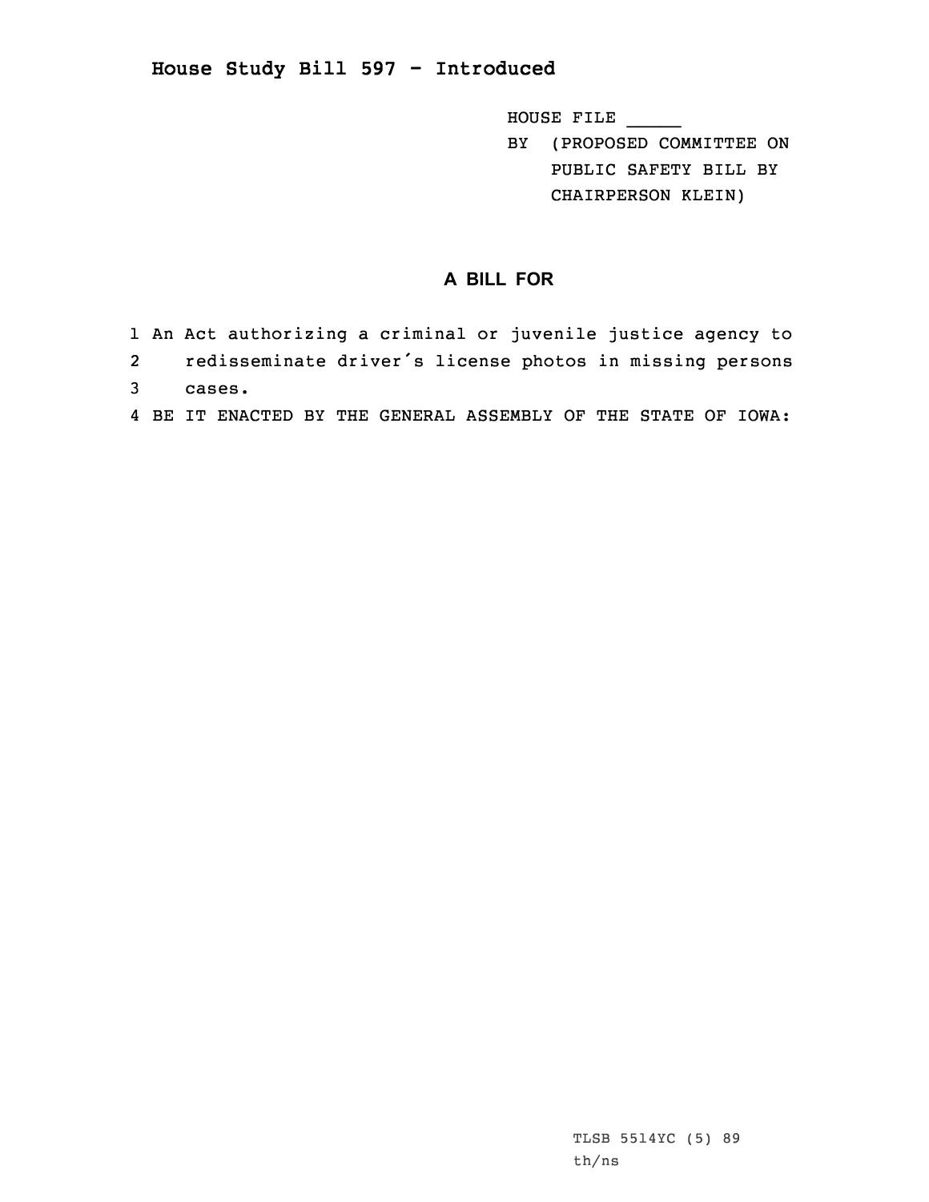# House Study Bill 597 - Introduced

HOUSE FILE _____

BY (PROPOSED COMMITTEE ON PUBLIC SAFETY BILL BY CHAIRPERSON KLEIN)

## A BILL FOR

1 An Act authorizing a criminal or juvenile justice agency to
2 redisseminate driver's license photos in missing persons
3 cases.
4 BE IT ENACTED BY THE GENERAL ASSEMBLY OF THE STATE OF IOWA:

TLSB 5514YC (5) 89
th/ns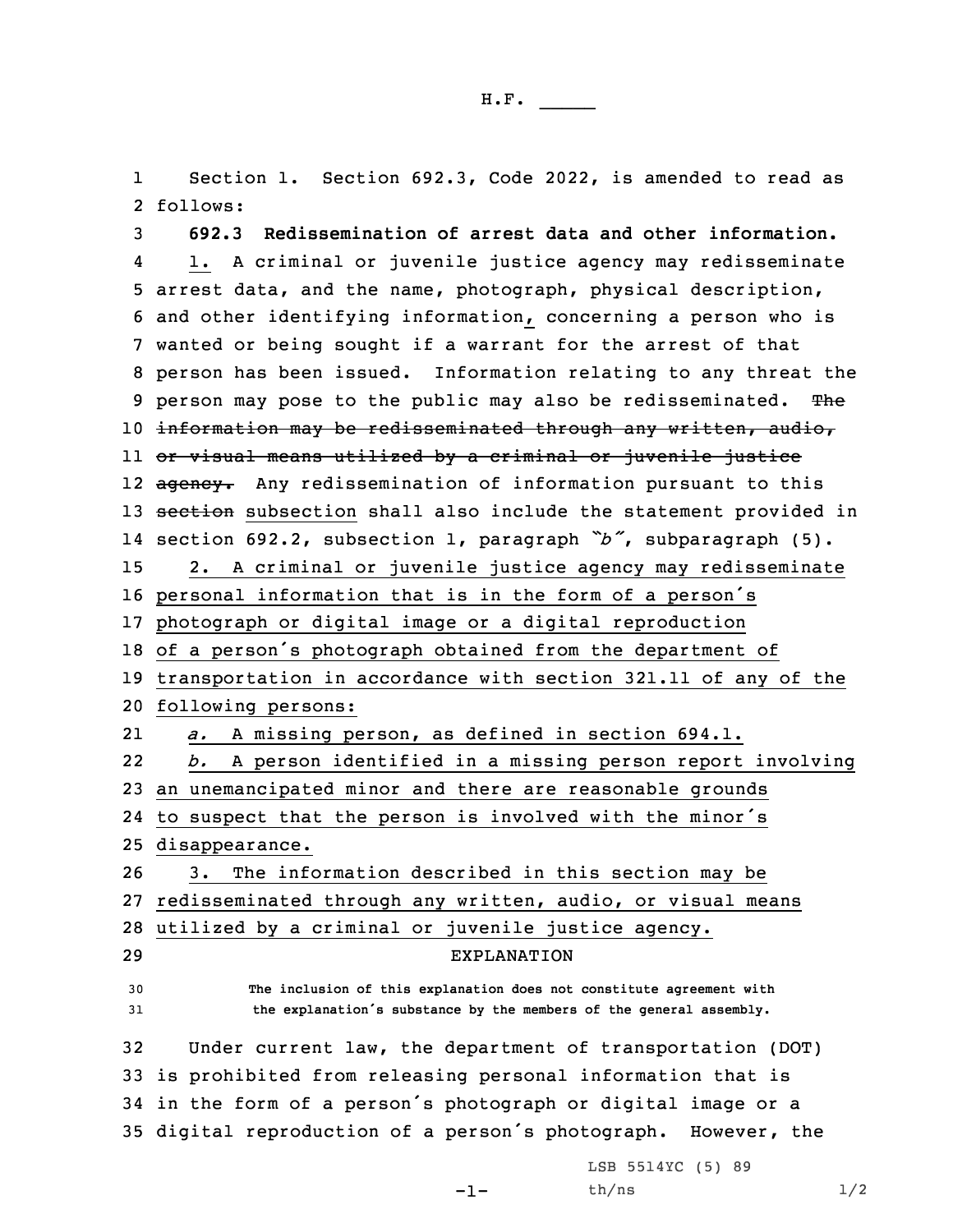Section 1. Section 692.3, Code 2022, is amended to read as follows:

**692.3 Redissemination of arrest data and other information.**

1. A criminal or juvenile justice agency may redisseminate arrest data, and the name, photograph, physical description, and other identifying information, concerning a person who is wanted or being sought if a warrant for the arrest of that person has been issued. Information relating to any threat the person may pose to the public may also be redisseminated. ~~The information may be redisseminated through any written, audio, or visual means utilized by a criminal or juvenile justice agency.~~ Any redissemination of information pursuant to this ~~section~~ subsection shall also include the statement provided in section 692.2, subsection 1, paragraph *"b"*, subparagraph (5).

2. A criminal or juvenile justice agency may redisseminate personal information that is in the form of a person's photograph or digital image or a digital reproduction of a person's photograph obtained from the department of transportation in accordance with section 321.11 of any of the following persons:

*a.* A missing person, as defined in section 694.1.

*b.* A person identified in a missing person report involving an unemancipated minor and there are reasonable grounds to suspect that the person is involved with the minor's disappearance.

3. The information described in this section may be redisseminated through any written, audio, or visual means utilized by a criminal or juvenile justice agency.

EXPLANATION

**The inclusion of this explanation does not constitute agreement with the explanation's substance by the members of the general assembly.**

Under current law, the department of transportation (DOT) is prohibited from releasing personal information that is in the form of a person's photograph or digital image or a digital reproduction of a person's photograph. However, the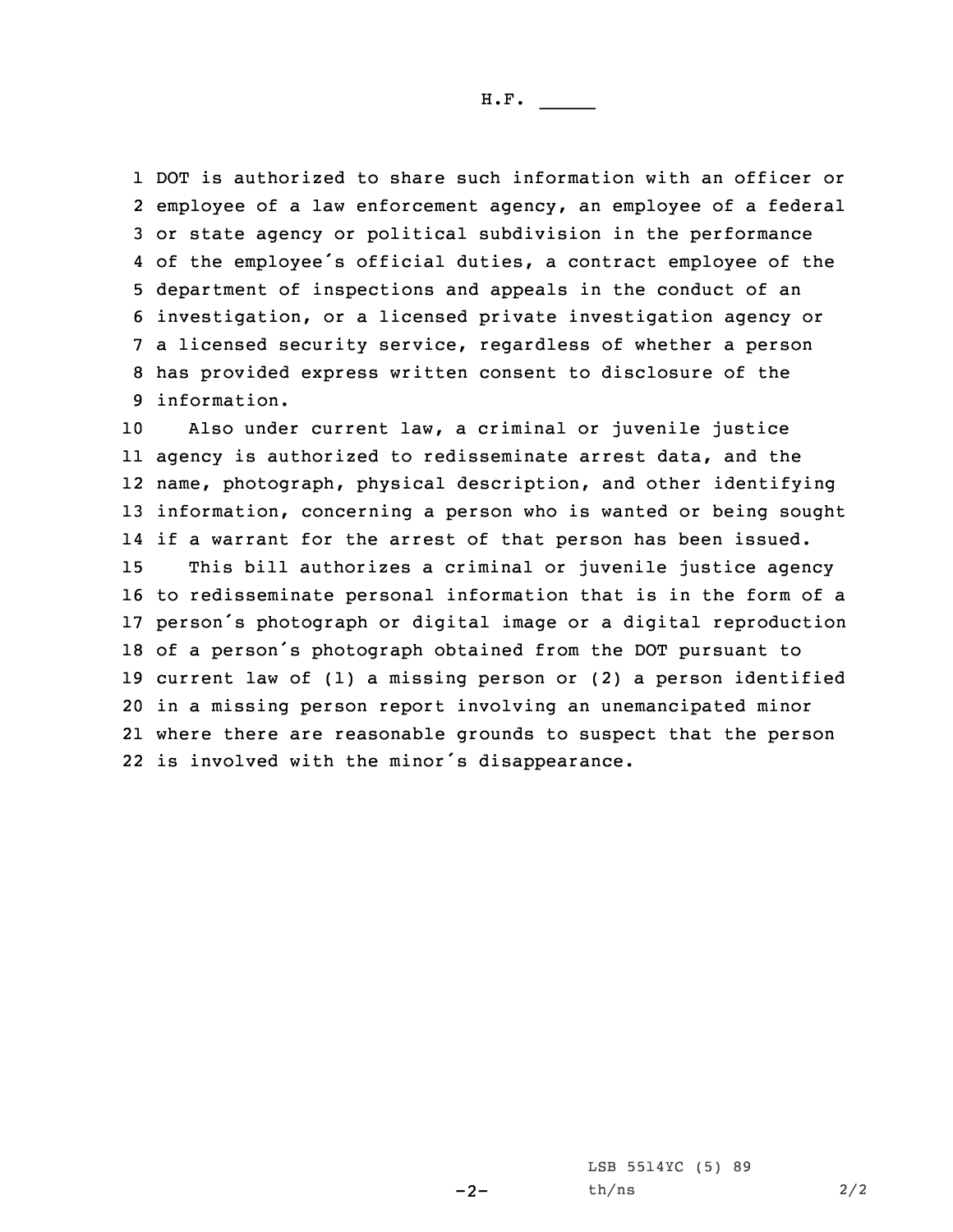DOT is authorized to share such information with an officer or employee of a law enforcement agency, an employee of a federal or state agency or political subdivision in the performance of the employee's official duties, a contract employee of the department of inspections and appeals in the conduct of an investigation, or a licensed private investigation agency or a licensed security service, regardless of whether a person has provided express written consent to disclosure of the information.

Also under current law, a criminal or juvenile justice agency is authorized to redisseminate arrest data, and the name, photograph, physical description, and other identifying information, concerning a person who is wanted or being sought if a warrant for the arrest of that person has been issued.

This bill authorizes a criminal or juvenile justice agency to redisseminate personal information that is in the form of a person's photograph or digital image or a digital reproduction of a person's photograph obtained from the DOT pursuant to current law of (1) a missing person or (2) a person identified in a missing person report involving an unemancipated minor where there are reasonable grounds to suspect that the person is involved with the minor's disappearance.

LSB 5514YC (5) 89
th/ns